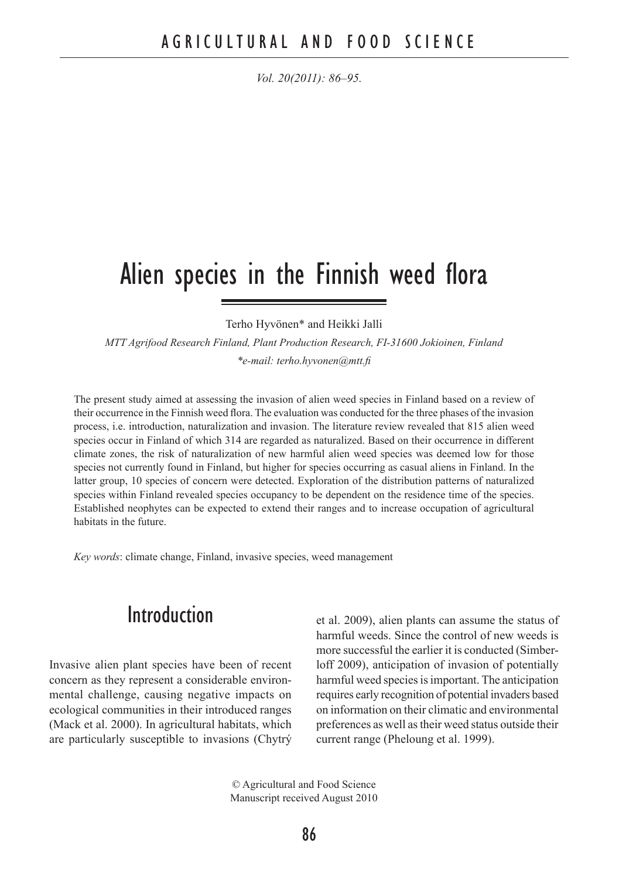// Alien species in the Finnish weed flora

Terho Hyvönen* and Heikki Jalli

*MTT Agrifood Research Finland, Plant Production Research, FI-31600 Jokioinen, Finland*

*\*e-mail: terho.hyvonen@mtt.fi*

The present study aimed at assessing the invasion of alien weed species in Finland based on a review of their occurrence in the Finnish weed flora. The evaluation was conducted for the three phases of the invasion process, i.e. introduction, naturalization and invasion. The literature review revealed that 815 alien weed species occur in Finland of which 314 are regarded as naturalized. Based on their occurrence in different climate zones, the risk of naturalization of new harmful alien weed species was deemed low for those species not currently found in Finland, but higher for species occurring as casual aliens in Finland. In the latter group, 10 species of concern were detected. Exploration of the distribution patterns of naturalized species within Finland revealed species occupancy to be dependent on the residence time of the species. Established neophytes can be expected to extend their ranges and to increase occupation of agricultural habitats in the future.

*Key words*: climate change, Finland, invasive species, weed management

## Introduction

Invasive alien plant species have been of recent concern as they represent a considerable environmental challenge, causing negative impacts on ecological communities in their introduced ranges (Mack et al. 2000). In agricultural habitats, which are particularly susceptible to invasions (Chytrý et al. 2009), alien plants can assume the status of harmful weeds. Since the control of new weeds is more successful the earlier it is conducted (Simberloff 2009), anticipation of invasion of potentially harmful weed species is important. The anticipation requires early recognition of potential invaders based on information on their climatic and environmental preferences as well as their weed status outside their current range (Pheloung et al. 1999).

© Agricultural and Food Science
Manuscript received August 2010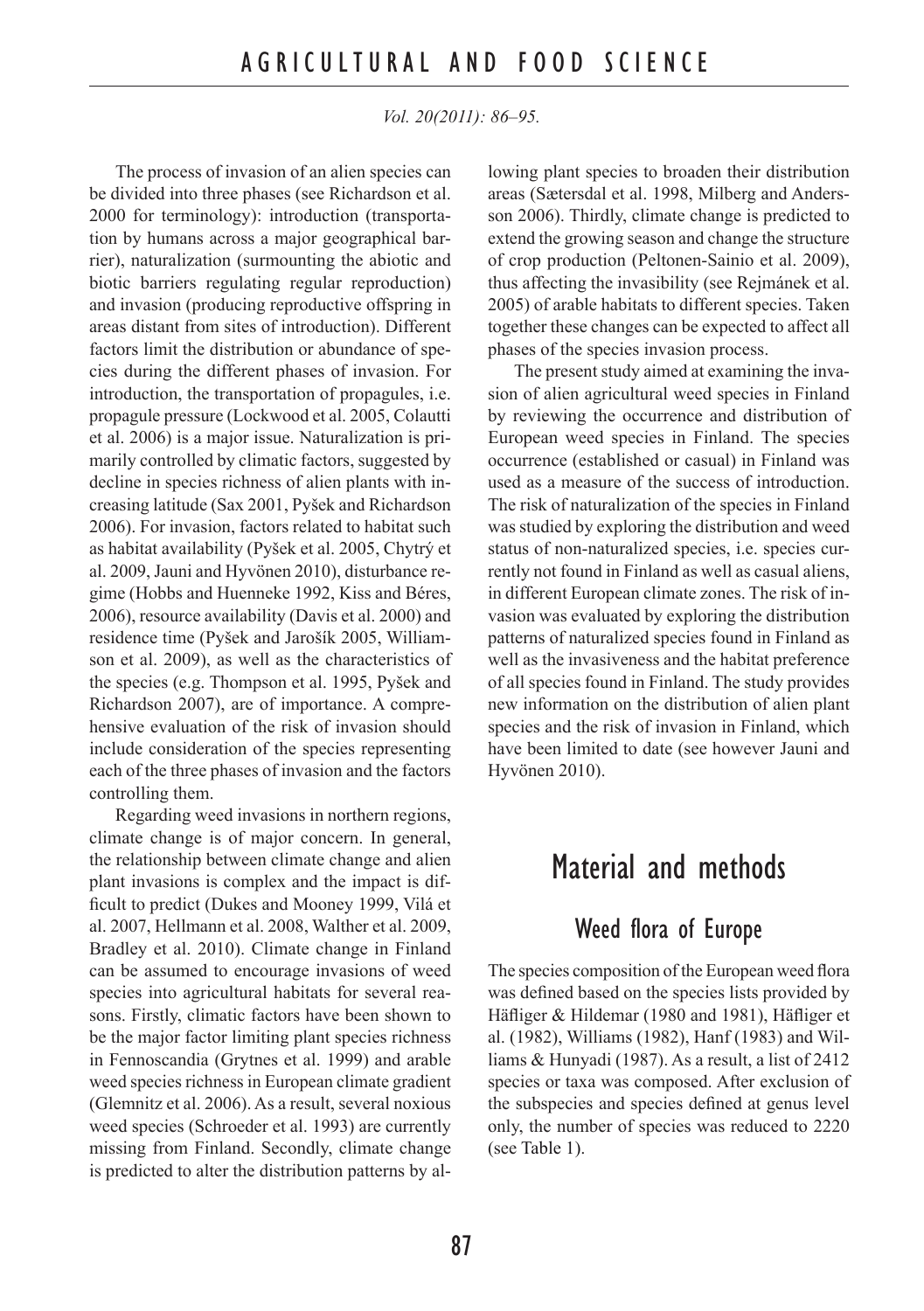The process of invasion of an alien species can be divided into three phases (see Richardson et al. 2000 for terminology): introduction (transportation by humans across a major geographical barrier), naturalization (surmounting the abiotic and biotic barriers regulating regular reproduction) and invasion (producing reproductive offspring in areas distant from sites of introduction). Different factors limit the distribution or abundance of species during the different phases of invasion. For introduction, the transportation of propagules, i.e. propagule pressure (Lockwood et al. 2005, Colautti et al. 2006) is a major issue. Naturalization is primarily controlled by climatic factors, suggested by decline in species richness of alien plants with increasing latitude (Sax 2001, Pyšek and Richardson 2006). For invasion, factors related to habitat such as habitat availability (Pyšek et al. 2005, Chytrý et al. 2009, Jauni and Hyvönen 2010), disturbance regime (Hobbs and Huenneke 1992, Kiss and Béres, 2006), resource availability (Davis et al. 2000) and residence time (Pyšek and Jarošík 2005, Williamson et al. 2009), as well as the characteristics of the species (e.g. Thompson et al. 1995, Pyšek and Richardson 2007), are of importance. A comprehensive evaluation of the risk of invasion should include consideration of the species representing each of the three phases of invasion and the factors controlling them.

Regarding weed invasions in northern regions, climate change is of major concern. In general, the relationship between climate change and alien plant invasions is complex and the impact is difficult to predict (Dukes and Mooney 1999, Vilá et al. 2007, Hellmann et al. 2008, Walther et al. 2009, Bradley et al. 2010). Climate change in Finland can be assumed to encourage invasions of weed species into agricultural habitats for several reasons. Firstly, climatic factors have been shown to be the major factor limiting plant species richness in Fennoscandia (Grytnes et al. 1999) and arable weed species richness in European climate gradient (Glemnitz et al. 2006). As a result, several noxious weed species (Schroeder et al. 1993) are currently missing from Finland. Secondly, climate change is predicted to alter the distribution patterns by allowing plant species to broaden their distribution areas (Sætersdal et al. 1998, Milberg and Andersson 2006). Thirdly, climate change is predicted to extend the growing season and change the structure of crop production (Peltonen-Sainio et al. 2009), thus affecting the invasibility (see Rejmánek et al. 2005) of arable habitats to different species. Taken together these changes can be expected to affect all phases of the species invasion process.

The present study aimed at examining the invasion of alien agricultural weed species in Finland by reviewing the occurrence and distribution of European weed species in Finland. The species occurrence (established or casual) in Finland was used as a measure of the success of introduction. The risk of naturalization of the species in Finland was studied by exploring the distribution and weed status of non-naturalized species, i.e. species currently not found in Finland as well as casual aliens, in different European climate zones. The risk of invasion was evaluated by exploring the distribution patterns of naturalized species found in Finland as well as the invasiveness and the habitat preference of all species found in Finland. The study provides new information on the distribution of alien plant species and the risk of invasion in Finland, which have been limited to date (see however Jauni and Hyvönen 2010).

# Material and methods

## Weed flora of Europe

The species composition of the European weed flora was defined based on the species lists provided by Häfliger & Hildemar (1980 and 1981), Häfliger et al. (1982), Williams (1982), Hanf (1983) and Williams & Hunyadi (1987). As a result, a list of 2412 species or taxa was composed. After exclusion of the subspecies and species defined at genus level only, the number of species was reduced to 2220 (see Table 1).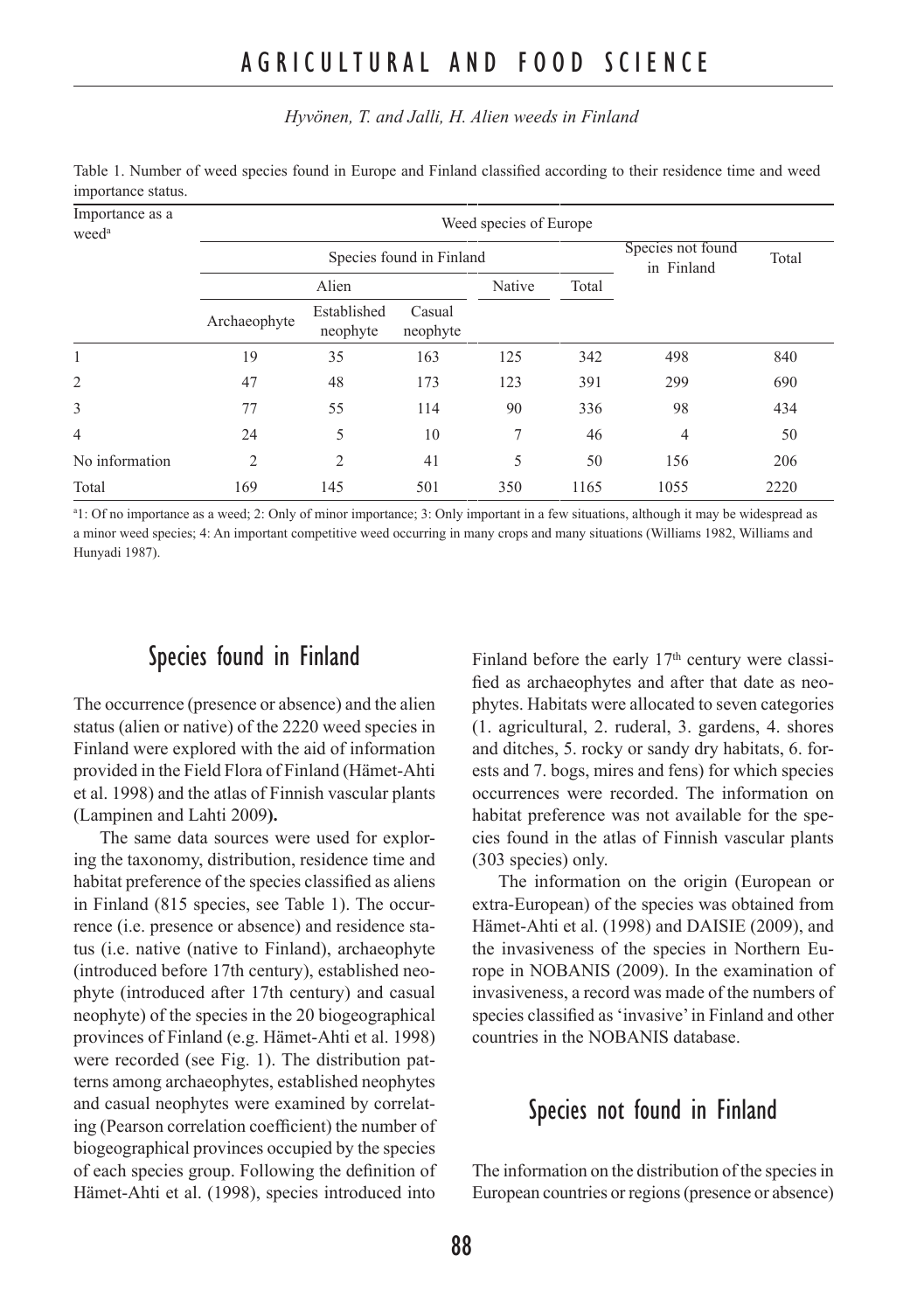Table 1. Number of weed species found in Europe and Finland classified according to their residence time and weed importance status.

| Importance as a weed[a] | Weed species of Europe | | | | | | |
|---|---|---|---|---|---|---|---|
| | Species found in Finland | | | | | Species not found in Finland | Total |
| | Alien | | | Native | Total | | |
| | Archaeophyte | Established neophyte | Casual neophyte | | | | |
| 1 | 19 | 35 | 163 | 125 | 342 | 498 | 840 |
| 2 | 47 | 48 | 173 | 123 | 391 | 299 | 690 |
| 3 | 77 | 55 | 114 | 90 | 336 | 98 | 434 |
| 4 | 24 | 5 | 10 | 7 | 46 | 4 | 50 |
| No information | 2 | 2 | 41 | 5 | 50 | 156 | 206 |
| Total | 169 | 145 | 501 | 350 | 1165 | 1055 | 2220 |

[a]1: Of no importance as a weed; 2: Only of minor importance; 3: Only important in a few situations, although it may be widespread as a minor weed species; 4: An important competitive weed occurring in many crops and many situations (Williams 1982, Williams and Hunyadi 1987).

## Species found in Finland

The occurrence (presence or absence) and the alien status (alien or native) of the 2220 weed species in Finland were explored with the aid of information provided in the Field Flora of Finland (Hämet-Ahti et al. 1998) and the atlas of Finnish vascular plants (Lampinen and Lahti 2009**).**

The same data sources were used for exploring the taxonomy, distribution, residence time and habitat preference of the species classified as aliens in Finland (815 species, see Table 1). The occurrence (i.e. presence or absence) and residence status (i.e. native (native to Finland), archaeophyte (introduced before 17th century), established neophyte (introduced after 17th century) and casual neophyte) of the species in the 20 biogeographical provinces of Finland (e.g. Hämet-Ahti et al. 1998) were recorded (see Fig. 1). The distribution patterns among archaeophytes, established neophytes and casual neophytes were examined by correlating (Pearson correlation coefficient) the number of biogeographical provinces occupied by the species of each species group. Following the definition of Hämet-Ahti et al. (1998), species introduced into Finland before the early 17th century were classified as archaeophytes and after that date as neophytes. Habitats were allocated to seven categories (1. agricultural, 2. ruderal, 3. gardens, 4. shores and ditches, 5. rocky or sandy dry habitats, 6. forests and 7. bogs, mires and fens) for which species occurrences were recorded. The information on habitat preference was not available for the species found in the atlas of Finnish vascular plants (303 species) only.

The information on the origin (European or extra-European) of the species was obtained from Hämet-Ahti et al. (1998) and DAISIE (2009), and the invasiveness of the species in Northern Europe in NOBANIS (2009). In the examination of invasiveness, a record was made of the numbers of species classified as 'invasive' in Finland and other countries in the NOBANIS database.

## Species not found in Finland

The information on the distribution of the species in European countries or regions (presence or absence)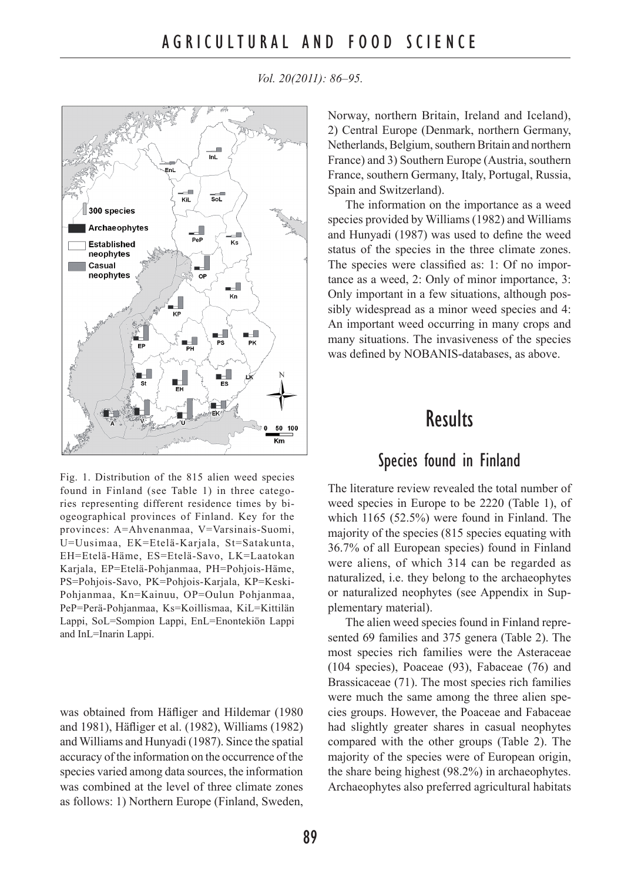Fig. 1. Distribution of the 815 alien weed species found in Finland (see Table 1) in three categories representing different residence times by biogeographical provinces of Finland. Key for the provinces: A=Ahvenanmaa, V=Varsinais-Suomi, U=Uusimaa, EK=Etelä-Karjala, St=Satakunta, EH=Etelä-Häme, ES=Etelä-Savo, LK=Laatokan Karjala, EP=Etelä-Pohjanmaa, PH=Pohjois-Häme, PS=Pohjois-Savo, PK=Pohjois-Karjala, KP=Keski-Pohjanmaa, Kn=Kainuu, OP=Oulun Pohjanmaa, PeP=Perä-Pohjanmaa, Ks=Koillismaa, KiL=Kittilän Lappi, SoL=Sompion Lappi, EnL=Enontekiön Lappi and InL=Inarin Lappi.

was obtained from Häfliger and Hildemar (1980 and 1981), Häfliger et al. (1982), Williams (1982) and Williams and Hunyadi (1987). Since the spatial accuracy of the information on the occurrence of the species varied among data sources, the information was combined at the level of three climate zones as follows: 1) Northern Europe (Finland, Sweden, Norway, northern Britain, Ireland and Iceland), 2) Central Europe (Denmark, northern Germany, Netherlands, Belgium, southern Britain and northern France) and 3) Southern Europe (Austria, southern France, southern Germany, Italy, Portugal, Russia, Spain and Switzerland).

The information on the importance as a weed species provided by Williams (1982) and Williams and Hunyadi (1987) was used to define the weed status of the species in the three climate zones. The species were classified as: 1: Of no importance as a weed, 2: Only of minor importance, 3: Only important in a few situations, although possibly widespread as a minor weed species and 4: An important weed occurring in many crops and many situations. The invasiveness of the species was defined by NOBANIS-databases, as above.

# Results

## Species found in Finland

The literature review revealed the total number of weed species in Europe to be 2220 (Table 1), of which 1165 (52.5%) were found in Finland. The majority of the species (815 species equating with 36.7% of all European species) found in Finland were aliens, of which 314 can be regarded as naturalized, i.e. they belong to the archaeophytes or naturalized neophytes (see Appendix in Supplementary material).

The alien weed species found in Finland represented 69 families and 375 genera (Table 2). The most species rich families were the Asteraceae (104 species), Poaceae (93), Fabaceae (76) and Brassicaceae (71). The most species rich families were much the same among the three alien species groups. However, the Poaceae and Fabaceae had slightly greater shares in casual neophytes compared with the other groups (Table 2). The majority of the species were of European origin, the share being highest (98.2%) in archaeophytes. Archaeophytes also preferred agricultural habitats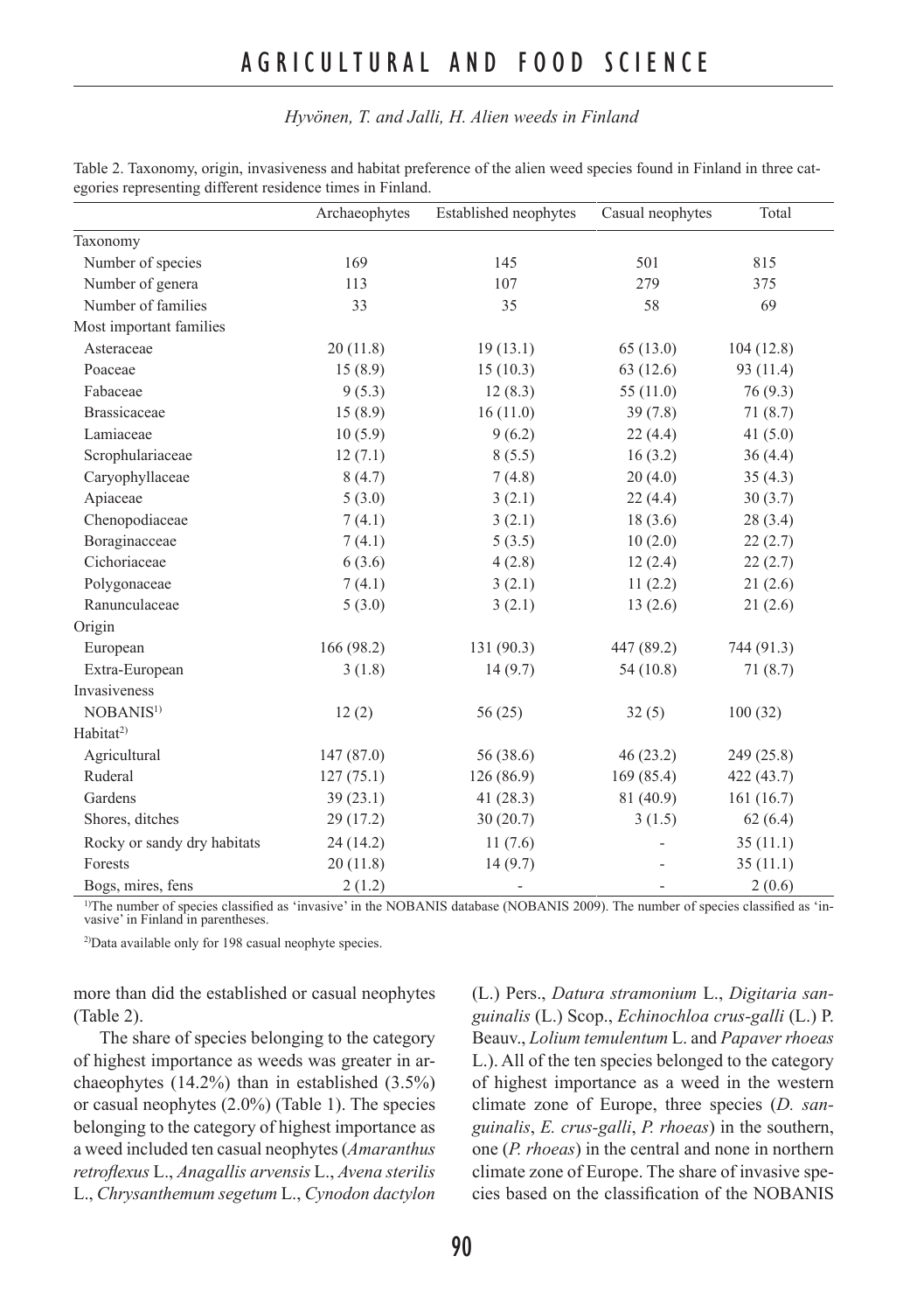Table 2. Taxonomy, origin, invasiveness and habitat preference of the alien weed species found in Finland in three categories representing different residence times in Finland.

| | Archaeophytes | Established neophytes | Casual neophytes | Total |
|---|---|---|---|---|
| Taxonomy | | | | |
| Number of species | 169 | 145 | 501 | 815 |
| Number of genera | 113 | 107 | 279 | 375 |
| Number of families | 33 | 35 | 58 | 69 |
| Most important families | | | | |
| Asteraceae | 20 (11.8) | 19 (13.1) | 65 (13.0) | 104 (12.8) |
| Poaceae | 15 (8.9) | 15 (10.3) | 63 (12.6) | 93 (11.4) |
| Fabaceae | 9 (5.3) | 12 (8.3) | 55 (11.0) | 76 (9.3) |
| Brassicaceae | 15 (8.9) | 16 (11.0) | 39 (7.8) | 71 (8.7) |
| Lamiaceae | 10 (5.9) | 9 (6.2) | 22 (4.4) | 41 (5.0) |
| Scrophulariaceae | 12 (7.1) | 8 (5.5) | 16 (3.2) | 36 (4.4) |
| Caryophyllaceae | 8 (4.7) | 7 (4.8) | 20 (4.0) | 35 (4.3) |
| Apiaceae | 5 (3.0) | 3 (2.1) | 22 (4.4) | 30 (3.7) |
| Chenopodiaceae | 7 (4.1) | 3 (2.1) | 18 (3.6) | 28 (3.4) |
| Boraginacceae | 7 (4.1) | 5 (3.5) | 10 (2.0) | 22 (2.7) |
| Cichoriaceae | 6 (3.6) | 4 (2.8) | 12 (2.4) | 22 (2.7) |
| Polygonaceae | 7 (4.1) | 3 (2.1) | 11 (2.2) | 21 (2.6) |
| Ranunculaceae | 5 (3.0) | 3 (2.1) | 13 (2.6) | 21 (2.6) |
| Origin | | | | |
| European | 166 (98.2) | 131 (90.3) | 447 (89.2) | 744 (91.3) |
| Extra-European | 3 (1.8) | 14 (9.7) | 54 (10.8) | 71 (8.7) |
| Invasiveness | | | | |
| NOBANIS[1)] | 12 (2) | 56 (25) | 32 (5) | 100 (32) |
| Habitat[2)] | | | | |
| Agricultural | 147 (87.0) | 56 (38.6) | 46 (23.2) | 249 (25.8) |
| Ruderal | 127 (75.1) | 126 (86.9) | 169 (85.4) | 422 (43.7) |
| Gardens | 39 (23.1) | 41 (28.3) | 81 (40.9) | 161 (16.7) |
| Shores, ditches | 29 (17.2) | 30 (20.7) | 3 (1.5) | 62 (6.4) |
| Rocky or sandy dry habitats | 24 (14.2) | 11 (7.6) | - | 35 (11.1) |
| Forests | 20 (11.8) | 14 (9.7) | - | 35 (11.1) |
| Bogs, mires, fens | 2 (1.2) | - | - | 2 (0.6) |

[1)]The number of species classified as 'invasive' in the NOBANIS database (NOBANIS 2009). The number of species classified as 'invasive' in Finland in parentheses.

[2)]Data available only for 198 casual neophyte species.

more than did the established or casual neophytes (Table 2).

The share of species belonging to the category of highest importance as weeds was greater in archaeophytes (14.2%) than in established (3.5%) or casual neophytes (2.0%) (Table 1). The species belonging to the category of highest importance as a weed included ten casual neophytes (*Amaranthus retroflexus* L., *Anagallis arvensis* L., *Avena sterilis* L., *Chrysanthemum segetum* L., *Cynodon dactylon* (L.) Pers., *Datura stramonium* L., *Digitaria sanguinalis* (L.) Scop., *Echinochloa crus-galli* (L.) P. Beauv., *Lolium temulentum* L. and *Papaver rhoeas* L.). All of the ten species belonged to the category of highest importance as a weed in the western climate zone of Europe, three species (*D. sanguinalis*, *E. crus-galli*, *P. rhoeas*) in the southern, one (*P. rhoeas*) in the central and none in northern climate zone of Europe. The share of invasive species based on the classification of the NOBANIS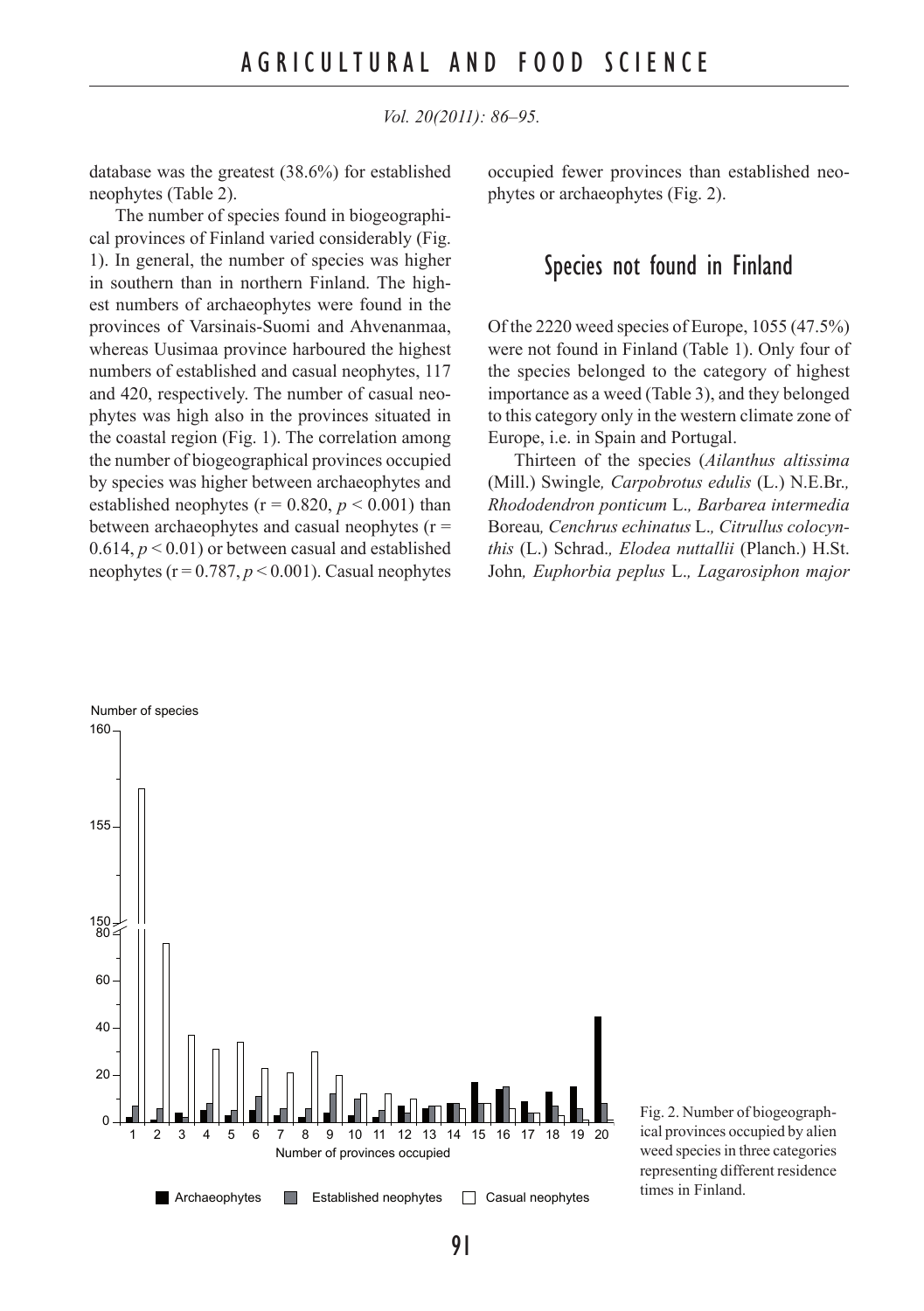database was the greatest (38.6%) for established neophytes (Table 2).

The number of species found in biogeographical provinces of Finland varied considerably (Fig. 1). In general, the number of species was higher in southern than in northern Finland. The highest numbers of archaeophytes were found in the provinces of Varsinais-Suomi and Ahvenanmaa, whereas Uusimaa province harboured the highest numbers of established and casual neophytes, 117 and 420, respectively. The number of casual neophytes was high also in the provinces situated in the coastal region (Fig. 1). The correlation among the number of biogeographical provinces occupied by species was higher between archaeophytes and established neophytes ($r = 0.820$, $p < 0.001$) than between archaeophytes and casual neophytes ($r = 0.614$, $p < 0.01$) or between casual and established neophytes ($r = 0.787$, $p < 0.001$). Casual neophytes occupied fewer provinces than established neophytes or archaeophytes (Fig. 2).

## Species not found in Finland

Of the 2220 weed species of Europe, 1055 (47.5%) were not found in Finland (Table 1). Only four of the species belonged to the category of highest importance as a weed (Table 3), and they belonged to this category only in the western climate zone of Europe, i.e. in Spain and Portugal.

Thirteen of the species (*Ailanthus altissima* (Mill.) Swingle*, Carpobrotus edulis* (L.) N.E.Br.*, Rhododendron ponticum* L.*, Barbarea intermedia* Boreau*, Cenchrus echinatus* L.*, Citrullus colocynthis* (L.) Schrad.*, Elodea nuttallii* (Planch.) H.St. John*, Euphorbia peplus* L.*, Lagarosiphon major*

Fig. 2. Number of biogeographical provinces occupied by alien weed species in three categories representing different residence times in Finland.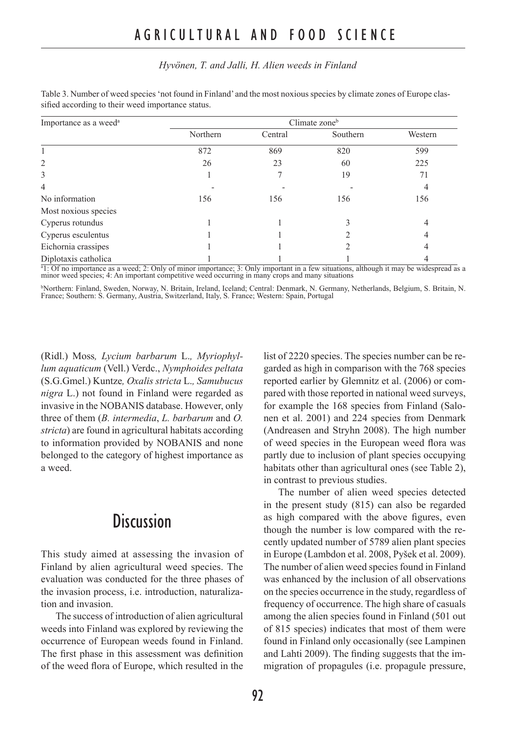Table 3. Number of weed species 'not found in Finland' and the most noxious species by climate zones of Europe classified according to their weed importance status.

| Importance as a weed[a] | Climate zone[b] | | | |
|---|---|---|---|---|
| | Northern | Central | Southern | Western |
| 1 | 872 | 869 | 820 | 599 |
| 2 | 26 | 23 | 60 | 225 |
| 3 | 1 | 7 | 19 | 71 |
| 4 | - | - | - | 4 |
| No information | 156 | 156 | 156 | 156 |
| Most noxious species | | | | |
| Cyperus rotundus | 1 | 1 | 3 | 4 |
| Cyperus esculentus | 1 | 1 | 2 | 4 |
| Eichornia crassipes | 1 | 1 | 2 | 4 |
| Diplotaxis catholica | 1 | 1 | 1 | 4 |

[a]1: Of no importance as a weed; 2: Only of minor importance; 3: Only important in a few situations, although it may be widespread as a minor weed species; 4: An important competitive weed occurring in many crops and many situations

[b]Northern: Finland, Sweden, Norway, N. Britain, Ireland, Iceland; Central: Denmark, N. Germany, Netherlands, Belgium, S. Britain, N. France; Southern: S. Germany, Austria, Switzerland, Italy, S. France; Western: Spain, Portugal

(Ridl.) Moss*, Lycium barbarum* L.*, Myriophyllum aquaticum* (Vell.) Verdc., *Nymphoides peltata* (S.G.Gmel.) Kuntze*, Oxalis stricta* L.*, Samubucus nigra* L.) not found in Finland were regarded as invasive in the NOBANIS database. However, only three of them (*B. intermedia*, *L. barbarum* and *O. stricta*) are found in agricultural habitats according to information provided by NOBANIS and none belonged to the category of highest importance as a weed.

## Discussion

This study aimed at assessing the invasion of Finland by alien agricultural weed species. The evaluation was conducted for the three phases of the invasion process, i.e. introduction, naturalization and invasion.

The success of introduction of alien agricultural weeds into Finland was explored by reviewing the occurrence of European weeds found in Finland. The first phase in this assessment was definition of the weed flora of Europe, which resulted in the list of 2220 species. The species number can be regarded as high in comparison with the 768 species reported earlier by Glemnitz et al. (2006) or compared with those reported in national weed surveys, for example the 168 species from Finland (Salonen et al. 2001) and 224 species from Denmark (Andreasen and Stryhn 2008). The high number of weed species in the European weed flora was partly due to inclusion of plant species occupying habitats other than agricultural ones (see Table 2), in contrast to previous studies.

The number of alien weed species detected in the present study (815) can also be regarded as high compared with the above figures, even though the number is low compared with the recently updated number of 5789 alien plant species in Europe (Lambdon et al. 2008, Pyšek et al. 2009). The number of alien weed species found in Finland was enhanced by the inclusion of all observations on the species occurrence in the study, regardless of frequency of occurrence. The high share of casuals among the alien species found in Finland (501 out of 815 species) indicates that most of them were found in Finland only occasionally (see Lampinen and Lahti 2009). The finding suggests that the immigration of propagules (i.e. propagule pressure,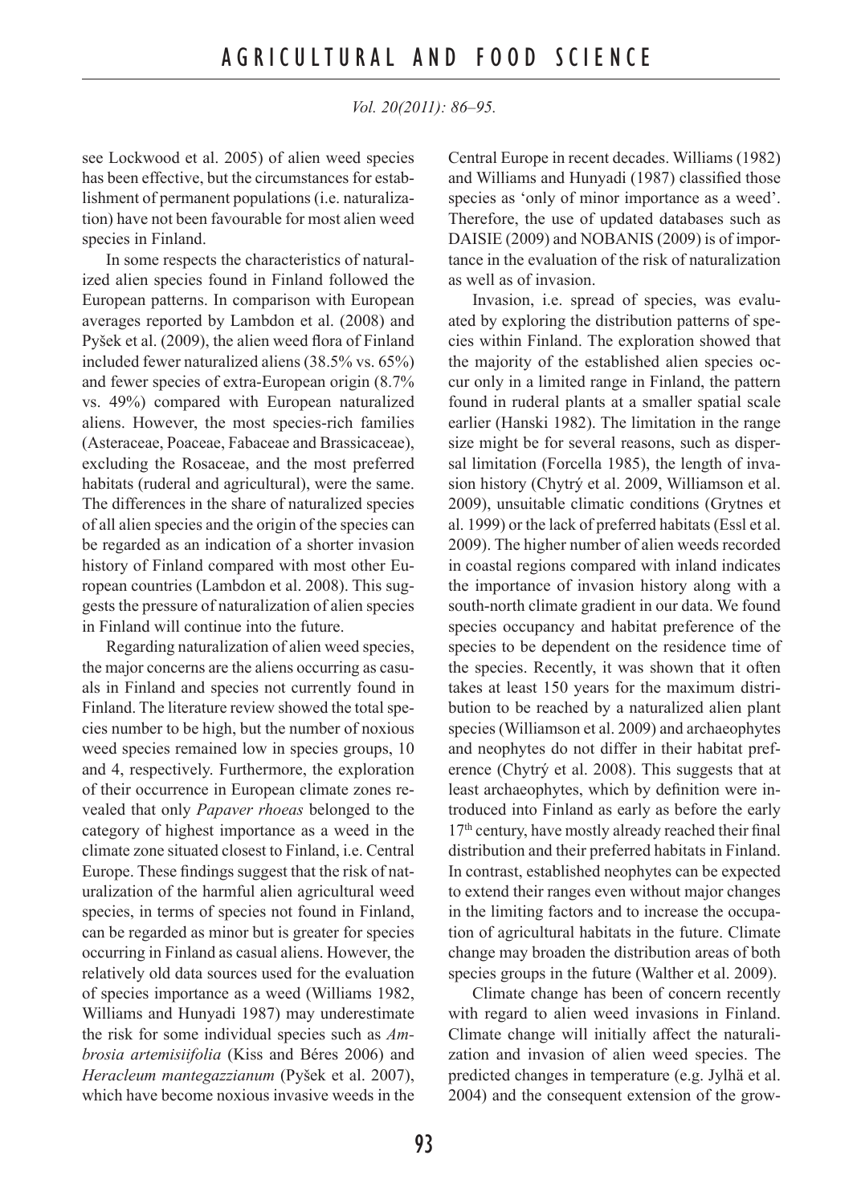see Lockwood et al. 2005) of alien weed species has been effective, but the circumstances for establishment of permanent populations (i.e. naturalization) have not been favourable for most alien weed species in Finland.

In some respects the characteristics of naturalized alien species found in Finland followed the European patterns. In comparison with European averages reported by Lambdon et al. (2008) and Pyšek et al. (2009), the alien weed flora of Finland included fewer naturalized aliens (38.5% vs. 65%) and fewer species of extra-European origin (8.7% vs. 49%) compared with European naturalized aliens. However, the most species-rich families (Asteraceae, Poaceae, Fabaceae and Brassicaceae), excluding the Rosaceae, and the most preferred habitats (ruderal and agricultural), were the same. The differences in the share of naturalized species of all alien species and the origin of the species can be regarded as an indication of a shorter invasion history of Finland compared with most other European countries (Lambdon et al. 2008). This suggests the pressure of naturalization of alien species in Finland will continue into the future.

Regarding naturalization of alien weed species, the major concerns are the aliens occurring as casuals in Finland and species not currently found in Finland. The literature review showed the total species number to be high, but the number of noxious weed species remained low in species groups, 10 and 4, respectively. Furthermore, the exploration of their occurrence in European climate zones revealed that only *Papaver rhoeas* belonged to the category of highest importance as a weed in the climate zone situated closest to Finland, i.e. Central Europe. These findings suggest that the risk of naturalization of the harmful alien agricultural weed species, in terms of species not found in Finland, can be regarded as minor but is greater for species occurring in Finland as casual aliens. However, the relatively old data sources used for the evaluation of species importance as a weed (Williams 1982, Williams and Hunyadi 1987) may underestimate the risk for some individual species such as *Ambrosia artemisiifolia* (Kiss and Béres 2006) and *Heracleum mantegazzianum* (Pyšek et al. 2007), which have become noxious invasive weeds in the Central Europe in recent decades. Williams (1982) and Williams and Hunyadi (1987) classified those species as 'only of minor importance as a weed'. Therefore, the use of updated databases such as DAISIE (2009) and NOBANIS (2009) is of importance in the evaluation of the risk of naturalization as well as of invasion.

Invasion, i.e. spread of species, was evaluated by exploring the distribution patterns of species within Finland. The exploration showed that the majority of the established alien species occur only in a limited range in Finland, the pattern found in ruderal plants at a smaller spatial scale earlier (Hanski 1982). The limitation in the range size might be for several reasons, such as dispersal limitation (Forcella 1985), the length of invasion history (Chytrý et al. 2009, Williamson et al. 2009), unsuitable climatic conditions (Grytnes et al. 1999) or the lack of preferred habitats (Essl et al. 2009). The higher number of alien weeds recorded in coastal regions compared with inland indicates the importance of invasion history along with a south-north climate gradient in our data. We found species occupancy and habitat preference of the species to be dependent on the residence time of the species. Recently, it was shown that it often takes at least 150 years for the maximum distribution to be reached by a naturalized alien plant species (Williamson et al. 2009) and archaeophytes and neophytes do not differ in their habitat preference (Chytrý et al. 2008). This suggests that at least archaeophytes, which by definition were introduced into Finland as early as before the early 17th century, have mostly already reached their final distribution and their preferred habitats in Finland. In contrast, established neophytes can be expected to extend their ranges even without major changes in the limiting factors and to increase the occupation of agricultural habitats in the future. Climate change may broaden the distribution areas of both species groups in the future (Walther et al. 2009).

Climate change has been of concern recently with regard to alien weed invasions in Finland. Climate change will initially affect the naturalization and invasion of alien weed species. The predicted changes in temperature (e.g. Jylhä et al. 2004) and the consequent extension of the grow-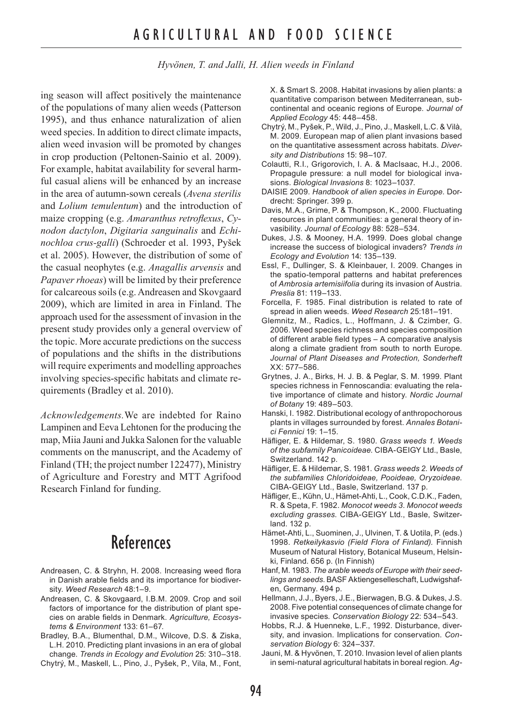ing season will affect positively the maintenance of the populations of many alien weeds (Patterson 1995), and thus enhance naturalization of alien weed species. In addition to direct climate impacts, alien weed invasion will be promoted by changes in crop production (Peltonen-Sainio et al. 2009). For example, habitat availability for several harmful casual aliens will be enhanced by an increase in the area of autumn-sown cereals (*Avena sterilis* and *Lolium temulentum*) and the introduction of maize cropping (e.g. *Amaranthus retroflexus*, *Cynodon dactylon*, *Digitaria sanguinalis* and *Echinochloa crus-galli*) (Schroeder et al. 1993, Pyšek et al. 2005). However, the distribution of some of the casual neophytes (e.g. *Anagallis arvensis* and *Papaver rhoeas*) will be limited by their preference for calcareous soils (e.g. Andreasen and Skovgaard 2009), which are limited in area in Finland. The approach used for the assessment of invasion in the present study provides only a general overview of the topic. More accurate predictions on the success of populations and the shifts in the distributions will require experiments and modelling approaches involving species-specific habitats and climate requirements (Bradley et al. 2010).

*Acknowledgements.* We are indebted for Raino Lampinen and Eeva Lehtonen for the producing the map, Miia Jauni and Jukka Salonen for the valuable comments on the manuscript, and the Academy of Finland (TH; the project number 122477), Ministry of Agriculture and Forestry and MTT Agrifood Research Finland for funding.

# References

Andreasen, C. & Stryhn, H. 2008. Increasing weed flora in Danish arable fields and its importance for biodiversity. *Weed Research* 48:1–9.

Andreasen, C. & Skovgaard, I.B.M. 2009. Crop and soil factors of importance for the distribution of plant species on arable fields in Denmark. *Agriculture, Ecosystems & Environment* 133: 61–67.

Bradley, B.A., Blumenthal, D.M., Wilcove, D.S. & Ziska, L.H. 2010. Predicting plant invasions in an era of global change. *Trends in Ecology and Evolution* 25: 310–318.

Chytrý, M., Maskell, L., Pino, J., Pyšek, P., Vila, M., Font, X. & Smart S. 2008. Habitat invasions by alien plants: a quantitative comparison between Mediterranean, subcontinental and oceanic regions of Europe. *Journal of Applied Ecology* 45: 448–458.

Chytrý, M., Pyšek, P., Wild, J., Pino, J., Maskell, L.C. & Vilà, M. 2009. European map of alien plant invasions based on the quantitative assessment across habitats. *Diversity and Distributions* 15: 98–107.

Colautti, R.I., Grigorovich, I. A. & MacIsaac, H.J., 2006. Propagule pressure: a null model for biological invasions. *Biological Invasions* 8: 1023–1037.

DAISIE 2009. *Handbook of alien species in Europe*. Dordrecht: Springer. 399 p.

Davis, M.A., Grime, P. & Thompson, K., 2000. Fluctuating resources in plant communities: a general theory of invasibility. *Journal of Ecology* 88: 528–534.

Dukes, J.S. & Mooney, H.A. 1999. Does global change increase the success of biological invaders? *Trends in Ecology and Evolution* 14: 135–139.

Essl, F., Dullinger, S. & Kleinbauer, I. 2009. Changes in the spatio-temporal patterns and habitat preferences of *Ambrosia artemisiifolia* during its invasion of Austria. *Preslia* 81: 119–133.

Forcella, F. 1985. Final distribution is related to rate of spread in alien weeds. *Weed Research* 25:181–191.

Glemnitz, M., Radics, L., Hoffmann, J. & Czimber, G. 2006. Weed species richness and species composition of different arable field types – A comparative analysis along a climate gradient from south to north Europe. *Journal of Plant Diseases and Protection, Sonderheft* XX: 577–586.

Grytnes, J. A., Birks, H. J. B. & Peglar, S. M. 1999. Plant species richness in Fennoscandia: evaluating the relative importance of climate and history. *Nordic Journal of Botany* 19: 489–503.

Hanski, I. 1982. Distributional ecology of anthropochorous plants in villages surrounded by forest. *Annales Botanici Fennici* 19: 1–15.

Häfliger, E. & Hildemar, S. 1980. *Grass weeds 1. Weeds of the subfamily Panicoideae.* CIBA-GEIGY Ltd., Basle, Switzerland. 142 p.

Häfliger, E. & Hildemar, S. 1981. *Grass weeds 2. Weeds of the subfamilies Chloridoideae, Pooideae, Oryzoideae.* CIBA-GEIGY Ltd., Basle, Switzerland. 137 p.

Häfliger, E., Kühn, U., Hämet-Ahti, L., Cook, C.D.K., Faden, R. & Speta, F. 1982. *Monocot weeds 3. Monocot weeds excluding grasses.* CIBA-GEIGY Ltd., Basle, Switzerland. 132 p.

Hämet-Ahti, L., Suominen, J., Ulvinen, T. & Uotila, P. (eds.) 1998. *Retkeilykasvio (Field Flora of Finland).* Finnish Museum of Natural History, Botanical Museum, Helsinki, Finland. 656 p. (In Finnish)

Hanf, M. 1983. *The arable weeds of Europe with their seedlings and seeds.* BASF Aktiengesselleschaft, Ludwigshafen, Germany. 494 p.

Hellmann, J.J., Byers, J.E., Bierwagen, B.G. & Dukes, J.S. 2008. Five potential consequences of climate change for invasive species. *Conservation Biology* 22: 534–543.

Hobbs, R.J. & Huenneke, L.F., 1992. Disturbance, diversity, and invasion. Implications for conservation. *Conservation Biology* 6: 324–337.

Jauni, M. & Hyvönen, T. 2010. Invasion level of alien plants in semi-natural agricultural habitats in boreal region. *Ag-*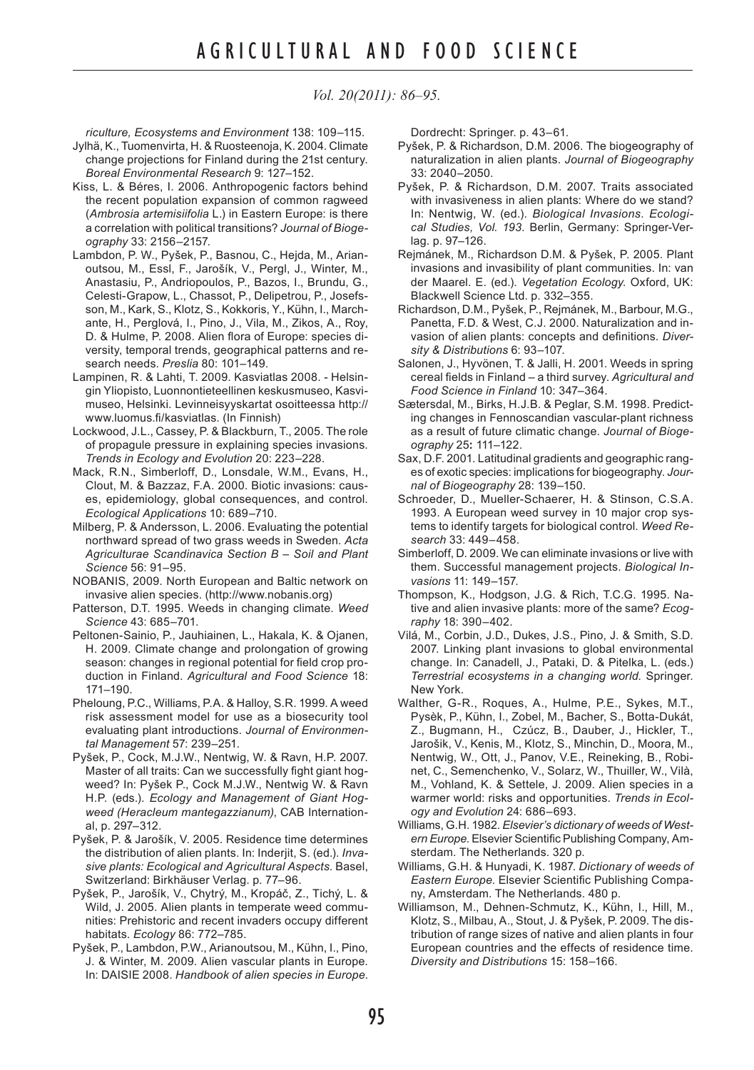*riculture, Ecosystems and Environment* 138: 109–115.

Jylhä, K., Tuomenvirta, H. & Ruosteenoja, K. 2004. Climate change projections for Finland during the 21st century. *Boreal Environmental Research* 9: 127–152.

Kiss, L. & Béres, I. 2006. Anthropogenic factors behind the recent population expansion of common ragweed (*Ambrosia artemisiifolia* L.) in Eastern Europe: is there a correlation with political transitions? *Journal of Biogeography* 33: 2156–2157.

Lambdon, P. W., Pyšek, P., Basnou, C., Hejda, M., Arianoutsou, M., Essl, F., Jarošík, V., Pergl, J., Winter, M., Anastasiu, P., Andriopoulos, P., Bazos, I., Brundu, G., Celesti-Grapow, L., Chassot, P., Delipetrou, P., Josefsson, M., Kark, S., Klotz, S., Kokkoris, Y., Kühn, I., Marchante, H., Perglová, I., Pino, J., Vila, M., Zikos, A., Roy, D. & Hulme, P. 2008. Alien flora of Europe: species diversity, temporal trends, geographical patterns and research needs. *Preslia* 80: 101–149.

Lampinen, R. & Lahti, T. 2009. Kasviatlas 2008. - Helsingin Yliopisto, Luonnontieteellinen keskusmuseo, Kasvimuseo, Helsinki. Levinneisyyskartat osoitteessa http://www.luomus.fi/kasviatlas. (In Finnish)

Lockwood, J.L., Cassey, P. & Blackburn, T., 2005. The role of propagule pressure in explaining species invasions. *Trends in Ecology and Evolution* 20: 223–228.

Mack, R.N., Simberloff, D., Lonsdale, W.M., Evans, H., Clout, M. & Bazzaz, F.A. 2000. Biotic invasions: causes, epidemiology, global consequences, and control. *Ecological Applications* 10: 689–710.

Milberg, P. & Andersson, L. 2006. Evaluating the potential northward spread of two grass weeds in Sweden. *Acta Agriculturae Scandinavica Section B – Soil and Plant Science* 56: 91–95.

NOBANIS, 2009. North European and Baltic network on invasive alien species. (http://www.nobanis.org)

Patterson, D.T. 1995. Weeds in changing climate. *Weed Science* 43: 685–701.

Peltonen-Sainio, P., Jauhiainen, L., Hakala, K. & Ojanen, H. 2009. Climate change and prolongation of growing season: changes in regional potential for field crop production in Finland. *Agricultural and Food Science* 18: 171–190.

Pheloung, P.C., Williams, P.A. & Halloy, S.R. 1999. A weed risk assessment model for use as a biosecurity tool evaluating plant introductions. *Journal of Environmental Management* 57: 239–251.

Pyšek, P., Cock, M.J.W., Nentwig, W. & Ravn, H.P. 2007. Master of all traits: Can we successfully fight giant hogweed? In: Pyšek P., Cock M.J.W., Nentwig W. & Ravn H.P. (eds.). *Ecology and Management of Giant Hogweed (Heracleum mantegazzianum)*, CAB International, p. 297–312.

Pyšek, P. & Jarošík, V. 2005. Residence time determines the distribution of alien plants. In: Inderjit, S. (ed.). *Invasive plants: Ecological and Agricultural Aspects*. Basel, Switzerland: Birkhäuser Verlag. p. 77–96.

Pyšek, P., Jarošík, V., Chytrý, M., Kropáč, Z., Tichý, L. & Wild, J. 2005. Alien plants in temperate weed communities: Prehistoric and recent invaders occupy different habitats. *Ecology* 86: 772–785.

Pyšek, P., Lambdon, P.W., Arianoutsou, M., Kühn, I., Pino, J. & Winter, M. 2009. Alien vascular plants in Europe. In: DAISIE 2008. *Handbook of alien species in Europe*. Dordrecht: Springer. p. 43–61.

Pyšek, P. & Richardson, D.M. 2006. The biogeography of naturalization in alien plants. *Journal of Biogeography* 33: 2040–2050.

Pyšek, P. & Richardson, D.M. 2007. Traits associated with invasiveness in alien plants: Where do we stand? In: Nentwig, W. (ed.). *Biological Invasions. Ecological Studies, Vol. 193.* Berlin, Germany: Springer-Verlag. p. 97–126.

Rejmánek, M., Richardson D.M. & Pyšek, P. 2005. Plant invasions and invasibility of plant communities. In: van der Maarel. E. (ed.). *Vegetation Ecology.* Oxford, UK: Blackwell Science Ltd. p. 332–355.

Richardson, D.M., Pyšek, P., Rejmánek, M., Barbour, M.G., Panetta, F.D. & West, C.J. 2000. Naturalization and invasion of alien plants: concepts and definitions. *Diversity & Distributions* 6: 93–107.

Salonen, J., Hyvönen, T. & Jalli, H. 2001. Weeds in spring cereal fields in Finland – a third survey. *Agricultural and Food Science in Finland* 10: 347–364.

Sætersdal, M., Birks, H.J.B. & Peglar, S.M. 1998. Predicting changes in Fennoscandian vascular-plant richness as a result of future climatic change. *Journal of Biogeography* 25**:** 111–122.

Sax, D.F. 2001. Latitudinal gradients and geographic ranges of exotic species: implications for biogeography. *Journal of Biogeography* 28: 139–150.

Schroeder, D., Mueller-Schaerer, H. & Stinson, C.S.A. 1993. A European weed survey in 10 major crop systems to identify targets for biological control. *Weed Research* 33: 449–458.

Simberloff, D. 2009. We can eliminate invasions or live with them. Successful management projects. *Biological Invasions* 11: 149–157.

Thompson, K., Hodgson, J.G. & Rich, T.C.G. 1995. Native and alien invasive plants: more of the same? *Ecography* 18: 390–402.

Vilá, M., Corbin, J.D., Dukes, J.S., Pino, J. & Smith, S.D. 2007. Linking plant invasions to global environmental change. In: Canadell, J., Pataki, D. & Pitelka, L. (eds.) *Terrestrial ecosystems in a changing world.* Springer. New York.

Walther, G-R., Roques, A., Hulme, P.E., Sykes, M.T., Pysèk, P., Kühn, I., Zobel, M., Bacher, S., Botta-Dukát, Z., Bugmann, H., Czúcz, B., Dauber, J., Hickler, T., Jarošik, V., Kenis, M., Klotz, S., Minchin, D., Moora, M., Nentwig, W., Ott, J., Panov, V.E., Reineking, B., Robinet, C., Semenchenko, V., Solarz, W., Thuiller, W., Vilà, M., Vohland, K. & Settele, J. 2009. Alien species in a warmer world: risks and opportunities. *Trends in Ecology and Evolution* 24: 686–693.

Williams, G.H. 1982. *Elsevier's dictionary of weeds of Western Europe.* Elsevier Scientific Publishing Company, Amsterdam. The Netherlands. 320 p.

Williams, G.H. & Hunyadi, K. 1987. *Dictionary of weeds of Eastern Europe.* Elsevier Scientific Publishing Company, Amsterdam. The Netherlands. 480 p.

Williamson, M., Dehnen-Schmutz, K., Kühn, I., Hill, M., Klotz, S., Milbau, A., Stout, J. & Pyšek, P. 2009. The distribution of range sizes of native and alien plants in four European countries and the effects of residence time. *Diversity and Distributions* 15: 158–166.